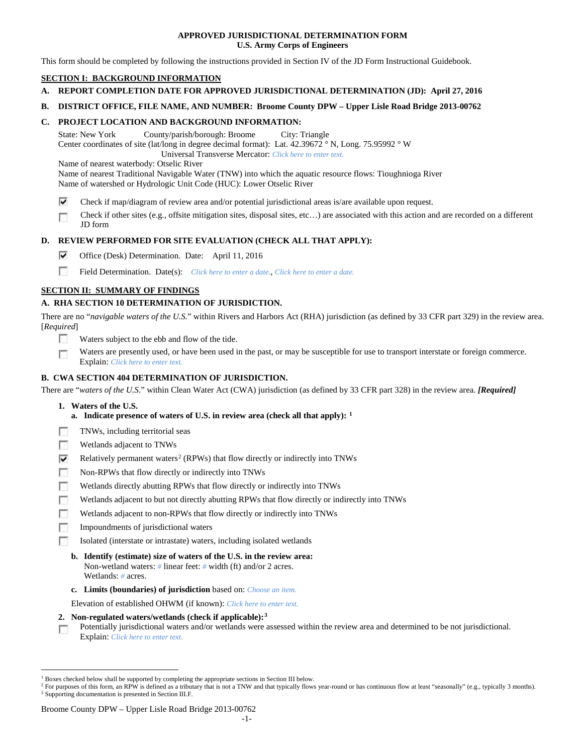**APPROVED JURISDICTIONAL DETERMINATION FORM**
**U.S. Army Corps of Engineers**

This form should be completed by following the instructions provided in Section IV of the JD Form Instructional Guidebook.

## SECTION I: BACKGROUND INFORMATION

**A. REPORT COMPLETION DATE FOR APPROVED JURISDICTIONAL DETERMINATION (JD): April 27, 2016**

**B. DISTRICT OFFICE, FILE NAME, AND NUMBER: Broome County DPW – Upper Lisle Road Bridge 2013-00762**

**C. PROJECT LOCATION AND BACKGROUND INFORMATION:**

State: New York County/parish/borough: Broome City: Triangle
Center coordinates of site (lat/long in degree decimal format): Lat. 42.39672 ° N, Long. 75.95992 ° W
Universal Transverse Mercator: *Click here to enter text.*
Name of nearest waterbody: Otselic River
Name of nearest Traditional Navigable Water (TNW) into which the aquatic resource flows: Tioughnioga River
Name of watershed or Hydrologic Unit Code (HUC): Lower Otselic River

- ☑ Check if map/diagram of review area and/or potential jurisdictional areas is/are available upon request.
- ☐ Check if other sites (e.g., offsite mitigation sites, disposal sites, etc…) are associated with this action and are recorded on a different JD form

**D. REVIEW PERFORMED FOR SITE EVALUATION (CHECK ALL THAT APPLY):**

- ☑ Office (Desk) Determination. Date: April 11, 2016
- ☐ Field Determination. Date(s): *Click here to enter a date.*, *Click here to enter a date.*

## SECTION II: SUMMARY OF FINDINGS

**A. RHA SECTION 10 DETERMINATION OF JURISDICTION.**

There are no "*navigable waters of the U.S.*" within Rivers and Harbors Act (RHA) jurisdiction (as defined by 33 CFR part 329) in the review area. [*Required*]

- ☐ Waters subject to the ebb and flow of the tide.
- ☐ Waters are presently used, or have been used in the past, or may be susceptible for use to transport interstate or foreign commerce. Explain: *Click here to enter text.*

**B. CWA SECTION 404 DETERMINATION OF JURISDICTION.**

There are "*waters of the U.S.*" within Clean Water Act (CWA) jurisdiction (as defined by 33 CFR part 328) in the review area. ***[Required]***

**1. Waters of the U.S.**

**a. Indicate presence of waters of U.S. in review area (check all that apply):** [1]

- ☐ TNWs, including territorial seas
- ☐ Wetlands adjacent to TNWs
- ☑ Relatively permanent waters[2] (RPWs) that flow directly or indirectly into TNWs
- ☐ Non-RPWs that flow directly or indirectly into TNWs
- ☐ Wetlands directly abutting RPWs that flow directly or indirectly into TNWs
- ☐ Wetlands adjacent to but not directly abutting RPWs that flow directly or indirectly into TNWs
- ☐ Wetlands adjacent to non-RPWs that flow directly or indirectly into TNWs
- ☐ Impoundments of jurisdictional waters
- ☐ Isolated (interstate or intrastate) waters, including isolated wetlands

**b. Identify (estimate) size of waters of the U.S. in the review area:**
Non-wetland waters: *#* linear feet: *#* width (ft) and/or 2 acres.
Wetlands: *#* acres.

**c. Limits (boundaries) of jurisdiction** based on: *Choose an item.*

Elevation of established OHWM (if known): *Click here to enter text.*

**2. Non-regulated waters/wetlands (check if applicable):**[3]

- ☐ Potentially jurisdictional waters and/or wetlands were assessed within the review area and determined to be not jurisdictional. Explain: *Click here to enter text.*

---

[1] Boxes checked below shall be supported by completing the appropriate sections in Section III below.
[2] For purposes of this form, an RPW is defined as a tributary that is not a TNW and that typically flows year-round or has continuous flow at least "seasonally" (e.g., typically 3 months).
[3] Supporting documentation is presented in Section III.F.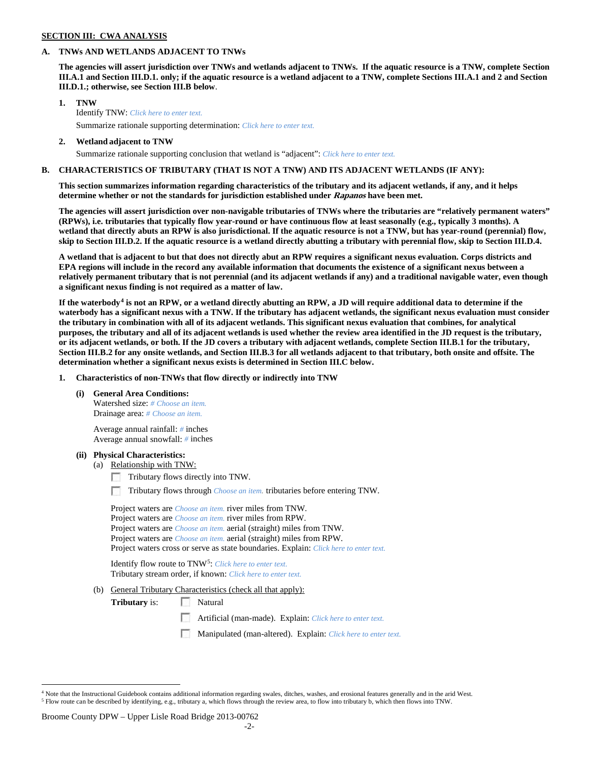**SECTION III: CWA ANALYSIS**

**A. TNWs AND WETLANDS ADJACENT TO TNWs**

**The agencies will assert jurisdiction over TNWs and wetlands adjacent to TNWs. If the aquatic resource is a TNW, complete Section III.A.1 and Section III.D.1. only; if the aquatic resource is a wetland adjacent to a TNW, complete Sections III.A.1 and 2 and Section III.D.1.; otherwise, see Section III.B below**.

**1. TNW**

Identify TNW: *Click here to enter text.*

Summarize rationale supporting determination: *Click here to enter text.*

**2. Wetland adjacent to TNW**

Summarize rationale supporting conclusion that wetland is "adjacent": *Click here to enter text.*

**B. CHARACTERISTICS OF TRIBUTARY (THAT IS NOT A TNW) AND ITS ADJACENT WETLANDS (IF ANY):**

**This section summarizes information regarding characteristics of the tributary and its adjacent wetlands, if any, and it helps determine whether or not the standards for jurisdiction established under *Rapanos* have been met.**

**The agencies will assert jurisdiction over non-navigable tributaries of TNWs where the tributaries are "relatively permanent waters" (RPWs), i.e. tributaries that typically flow year-round or have continuous flow at least seasonally (e.g., typically 3 months). A wetland that directly abuts an RPW is also jurisdictional. If the aquatic resource is not a TNW, but has year-round (perennial) flow, skip to Section III.D.2. If the aquatic resource is a wetland directly abutting a tributary with perennial flow, skip to Section III.D.4.**

**A wetland that is adjacent to but that does not directly abut an RPW requires a significant nexus evaluation. Corps districts and EPA regions will include in the record any available information that documents the existence of a significant nexus between a relatively permanent tributary that is not perennial (and its adjacent wetlands if any) and a traditional navigable water, even though a significant nexus finding is not required as a matter of law.**

**If the waterbody[4] is not an RPW, or a wetland directly abutting an RPW, a JD will require additional data to determine if the waterbody has a significant nexus with a TNW. If the tributary has adjacent wetlands, the significant nexus evaluation must consider the tributary in combination with all of its adjacent wetlands. This significant nexus evaluation that combines, for analytical purposes, the tributary and all of its adjacent wetlands is used whether the review area identified in the JD request is the tributary, or its adjacent wetlands, or both. If the JD covers a tributary with adjacent wetlands, complete Section III.B.1 for the tributary, Section III.B.2 for any onsite wetlands, and Section III.B.3 for all wetlands adjacent to that tributary, both onsite and offsite. The determination whether a significant nexus exists is determined in Section III.C below.**

**1. Characteristics of non-TNWs that flow directly or indirectly into TNW**

**(i) General Area Conditions:**

Watershed size: *# Choose an item.*
Drainage area: *# Choose an item.*

Average annual rainfall: *#* inches
Average annual snowfall: *#* inches

**(ii) Physical Characteristics:**

(a) Relationship with TNW:

☐ Tributary flows directly into TNW.

☐ Tributary flows through *Choose an item.* tributaries before entering TNW.

Project waters are *Choose an item.* river miles from TNW.
Project waters are *Choose an item.* river miles from RPW.
Project waters are *Choose an item.* aerial (straight) miles from TNW.
Project waters are *Choose an item.* aerial (straight) miles from RPW.
Project waters cross or serve as state boundaries. Explain: *Click here to enter text.*

Identify flow route to TNW[5]: *Click here to enter text.*
Tributary stream order, if known: *Click here to enter text.*

(b) General Tributary Characteristics (check all that apply):

**Tributary** is: ☐ Natural

☐ Artificial (man-made). Explain: *Click here to enter text.*

☐ Manipulated (man-altered). Explain: *Click here to enter text.*

---

[4] Note that the Instructional Guidebook contains additional information regarding swales, ditches, washes, and erosional features generally and in the arid West.

[5] Flow route can be described by identifying, e.g., tributary a, which flows through the review area, to flow into tributary b, which then flows into TNW.

Broome County DPW – Upper Lisle Road Bridge 2013-00762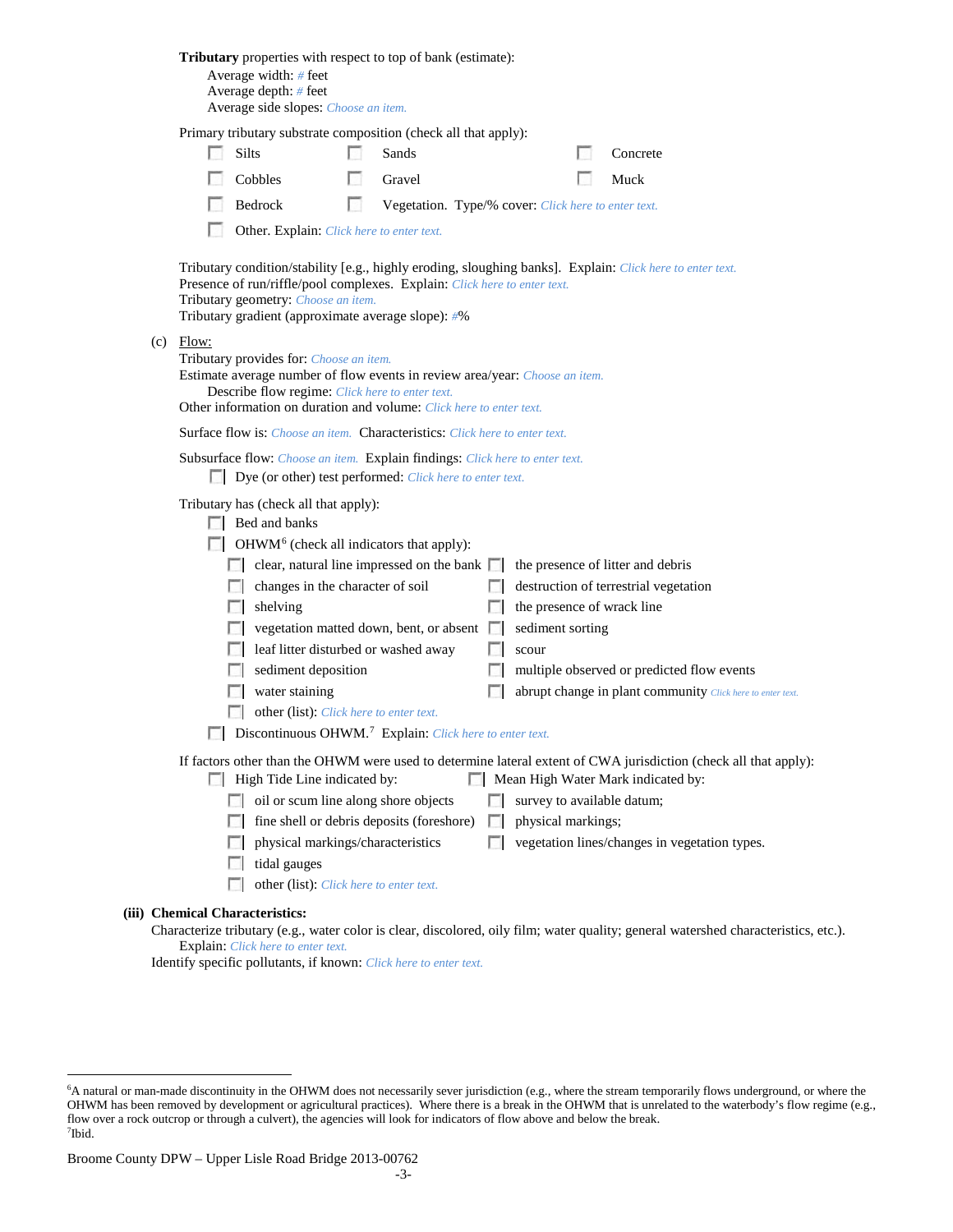**Tributary** properties with respect to top of bank (estimate):

Average width: # feet
Average depth: # feet
Average side slopes: *Choose an item.*

Primary tributary substrate composition (check all that apply):

- ☐ Silts
- ☐ Sands
- ☐ Concrete
- ☐ Cobbles
- ☐ Gravel
- ☐ Muck
- ☐ Bedrock
- ☐ Vegetation. Type/% cover: *Click here to enter text.*
- ☐ Other. Explain: *Click here to enter text.*

Tributary condition/stability [e.g., highly eroding, sloughing banks]. Explain: *Click here to enter text.*
Presence of run/riffle/pool complexes. Explain: *Click here to enter text.*
Tributary geometry: *Choose an item.*
Tributary gradient (approximate average slope): #%

(c) Flow:

Tributary provides for: *Choose an item.*
Estimate average number of flow events in review area/year: *Choose an item.*
Describe flow regime: *Click here to enter text.*
Other information on duration and volume: *Click here to enter text.*

Surface flow is: *Choose an item.* Characteristics: *Click here to enter text.*

Subsurface flow: *Choose an item.* Explain findings: *Click here to enter text.*

- ☐ Dye (or other) test performed: *Click here to enter text.*

Tributary has (check all that apply):

- ☐ Bed and banks
- ☐ OHWM[6] (check all indicators that apply):
  - ☐ clear, natural line impressed on the bank
  - ☐ the presence of litter and debris
  - ☐ changes in the character of soil
  - ☐ destruction of terrestrial vegetation
  - ☐ shelving
  - ☐ the presence of wrack line
  - ☐ vegetation matted down, bent, or absent
  - ☐ sediment sorting
  - ☐ leaf litter disturbed or washed away
  - ☐ scour
  - ☐ sediment deposition
  - ☐ multiple observed or predicted flow events
  - ☐ water staining
  - ☐ abrupt change in plant community *Click here to enter text.*
  - ☐ other (list): *Click here to enter text.*
- ☐ Discontinuous OHWM.[7] Explain: *Click here to enter text.*

If factors other than the OHWM were used to determine lateral extent of CWA jurisdiction (check all that apply):

- ☐ High Tide Line indicated by:
  - ☐ oil or scum line along shore objects
  - ☐ fine shell or debris deposits (foreshore)
  - ☐ physical markings/characteristics
  - ☐ tidal gauges
  - ☐ other (list): *Click here to enter text.*
- ☐ Mean High Water Mark indicated by:
  - ☐ survey to available datum;
  - ☐ physical markings;
  - ☐ vegetation lines/changes in vegetation types.

**(iii) Chemical Characteristics:**

Characterize tributary (e.g., water color is clear, discolored, oily film; water quality; general watershed characteristics, etc.).
Explain: *Click here to enter text.*
Identify specific pollutants, if known: *Click here to enter text.*

---

[6] A natural or man-made discontinuity in the OHWM does not necessarily sever jurisdiction (e.g., where the stream temporarily flows underground, or where the OHWM has been removed by development or agricultural practices). Where there is a break in the OHWM that is unrelated to the waterbody's flow regime (e.g., flow over a rock outcrop or through a culvert), the agencies will look for indicators of flow above and below the break.
[7] Ibid.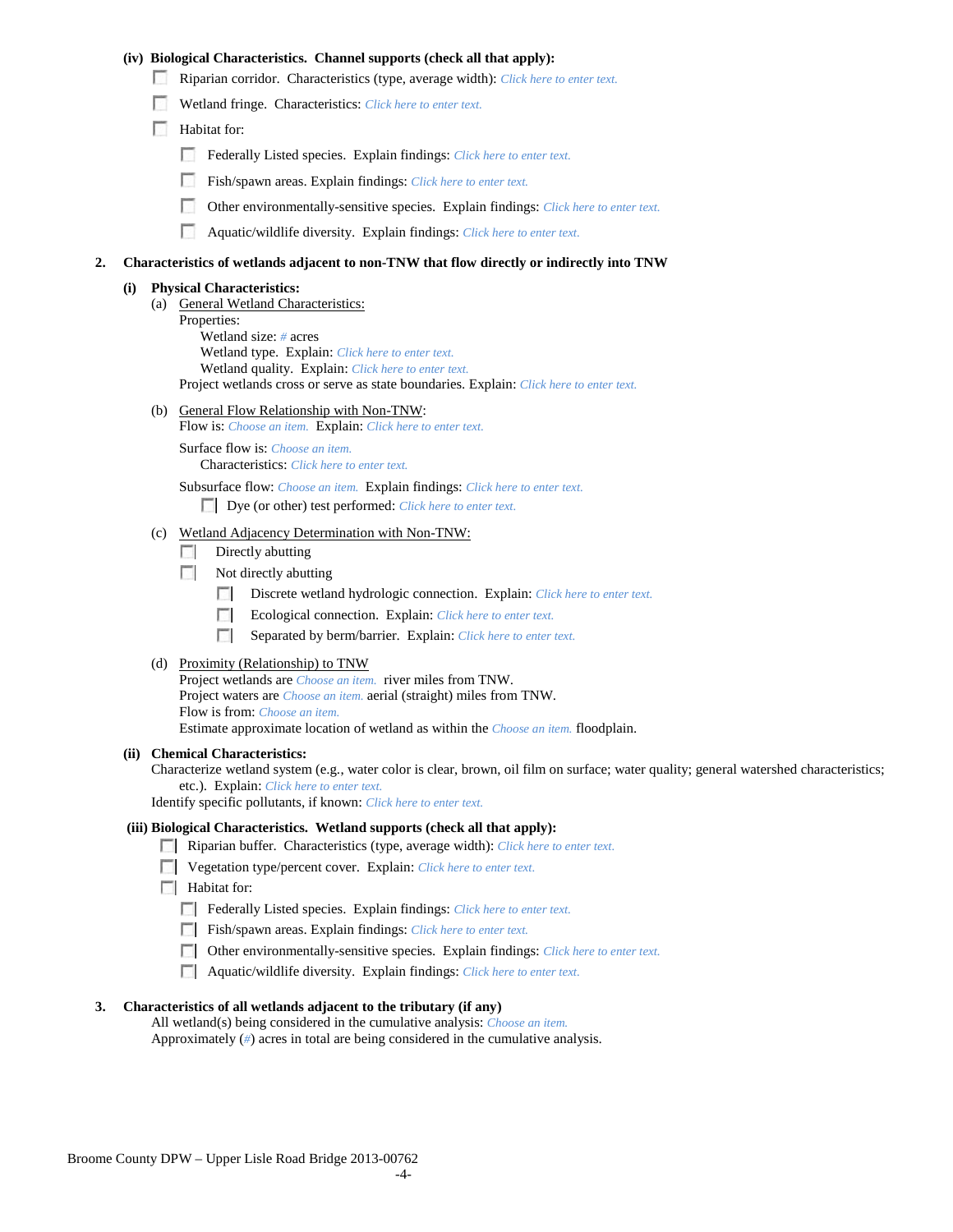**(iv) Biological Characteristics. Channel supports (check all that apply):**

- ☐ Riparian corridor. Characteristics (type, average width): *Click here to enter text.*
- ☐ Wetland fringe. Characteristics: *Click here to enter text.*
- ☐ Habitat for:
  - ☐ Federally Listed species. Explain findings: *Click here to enter text.*
  - ☐ Fish/spawn areas. Explain findings: *Click here to enter text.*
  - ☐ Other environmentally-sensitive species. Explain findings: *Click here to enter text.*
  - ☐ Aquatic/wildlife diversity. Explain findings: *Click here to enter text.*

**2. Characteristics of wetlands adjacent to non-TNW that flow directly or indirectly into TNW**

**(i) Physical Characteristics:**

(a) General Wetland Characteristics:

Properties:

Wetland size: *#* acres

Wetland type. Explain: *Click here to enter text.*

Wetland quality. Explain: *Click here to enter text.*

Project wetlands cross or serve as state boundaries. Explain: *Click here to enter text.*

(b) General Flow Relationship with Non-TNW:

Flow is: *Choose an item.* Explain: *Click here to enter text.*

Surface flow is: *Choose an item.*

Characteristics: *Click here to enter text.*

Subsurface flow: *Choose an item.* Explain findings: *Click here to enter text.*

- ☐ Dye (or other) test performed: *Click here to enter text.*

(c) Wetland Adjacency Determination with Non-TNW:

- ☐ Directly abutting
- ☐ Not directly abutting
  - ☐ Discrete wetland hydrologic connection. Explain: *Click here to enter text.*
  - ☐ Ecological connection. Explain: *Click here to enter text.*
  - ☐ Separated by berm/barrier. Explain: *Click here to enter text.*

(d) Proximity (Relationship) to TNW

Project wetlands are *Choose an item.* river miles from TNW.

Project waters are *Choose an item.* aerial (straight) miles from TNW.

Flow is from: *Choose an item.*

Estimate approximate location of wetland as within the *Choose an item.* floodplain.

**(ii) Chemical Characteristics:**

Characterize wetland system (e.g., water color is clear, brown, oil film on surface; water quality; general watershed characteristics; etc.). Explain: *Click here to enter text.*

Identify specific pollutants, if known: *Click here to enter text.*

**(iii) Biological Characteristics. Wetland supports (check all that apply):**

- ☐ Riparian buffer. Characteristics (type, average width): *Click here to enter text.*
- ☐ Vegetation type/percent cover. Explain: *Click here to enter text.*
- ☐ Habitat for:
  - ☐ Federally Listed species. Explain findings: *Click here to enter text.*
  - ☐ Fish/spawn areas. Explain findings: *Click here to enter text.*
  - ☐ Other environmentally-sensitive species. Explain findings: *Click here to enter text.*
  - ☐ Aquatic/wildlife diversity. Explain findings: *Click here to enter text.*

**3. Characteristics of all wetlands adjacent to the tributary (if any)**

All wetland(s) being considered in the cumulative analysis: *Choose an item.*

Approximately (*#*) acres in total are being considered in the cumulative analysis.

Broome County DPW – Upper Lisle Road Bridge 2013-00762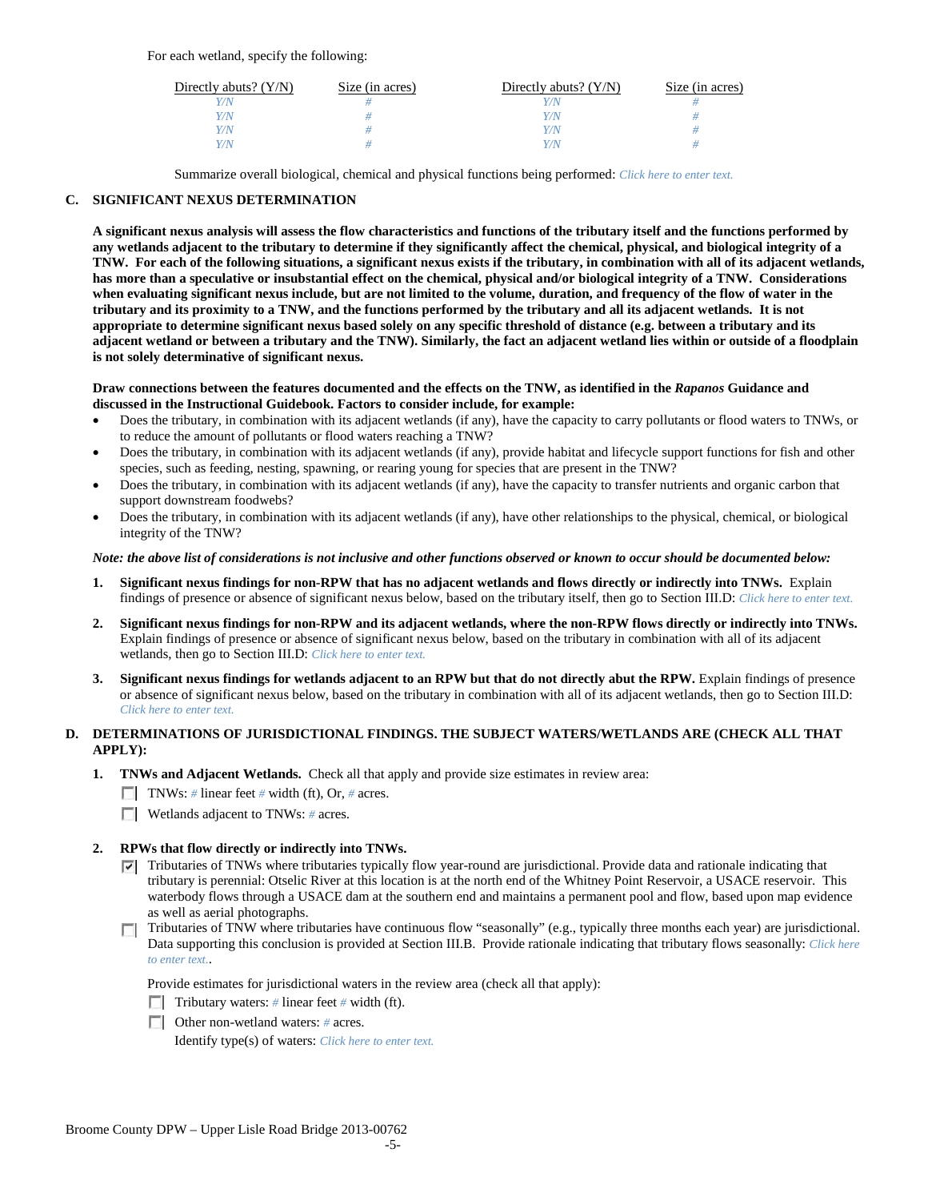For each wetland, specify the following:

| Directly abuts? (Y/N) | Size (in acres) | Directly abuts? (Y/N) | Size (in acres) |
|---|---|---|---|
| Y/N | # | Y/N | # |
| Y/N | # | Y/N | # |
| Y/N | # | Y/N | # |
| Y/N | # | Y/N | # |

Summarize overall biological, chemical and physical functions being performed: Click here to enter text.

**C. SIGNIFICANT NEXUS DETERMINATION**

**A significant nexus analysis will assess the flow characteristics and functions of the tributary itself and the functions performed by any wetlands adjacent to the tributary to determine if they significantly affect the chemical, physical, and biological integrity of a TNW. For each of the following situations, a significant nexus exists if the tributary, in combination with all of its adjacent wetlands, has more than a speculative or insubstantial effect on the chemical, physical and/or biological integrity of a TNW. Considerations when evaluating significant nexus include, but are not limited to the volume, duration, and frequency of the flow of water in the tributary and its proximity to a TNW, and the functions performed by the tributary and all its adjacent wetlands. It is not appropriate to determine significant nexus based solely on any specific threshold of distance (e.g. between a tributary and its adjacent wetland or between a tributary and the TNW). Similarly, the fact an adjacent wetland lies within or outside of a floodplain is not solely determinative of significant nexus.**

**Draw connections between the features documented and the effects on the TNW, as identified in the *Rapanos* Guidance and discussed in the Instructional Guidebook. Factors to consider include, for example:**

- Does the tributary, in combination with its adjacent wetlands (if any), have the capacity to carry pollutants or flood waters to TNWs, or to reduce the amount of pollutants or flood waters reaching a TNW?
- Does the tributary, in combination with its adjacent wetlands (if any), provide habitat and lifecycle support functions for fish and other species, such as feeding, nesting, spawning, or rearing young for species that are present in the TNW?
- Does the tributary, in combination with its adjacent wetlands (if any), have the capacity to transfer nutrients and organic carbon that support downstream foodwebs?
- Does the tributary, in combination with its adjacent wetlands (if any), have other relationships to the physical, chemical, or biological integrity of the TNW?

***Note: the above list of considerations is not inclusive and other functions observed or known to occur should be documented below:***

1. **Significant nexus findings for non-RPW that has no adjacent wetlands and flows directly or indirectly into TNWs.** Explain findings of presence or absence of significant nexus below, based on the tributary itself, then go to Section III.D: Click here to enter text.

2. **Significant nexus findings for non-RPW and its adjacent wetlands, where the non-RPW flows directly or indirectly into TNWs.** Explain findings of presence or absence of significant nexus below, based on the tributary in combination with all of its adjacent wetlands, then go to Section III.D: Click here to enter text.

3. **Significant nexus findings for wetlands adjacent to an RPW but that do not directly abut the RPW.** Explain findings of presence or absence of significant nexus below, based on the tributary in combination with all of its adjacent wetlands, then go to Section III.D: Click here to enter text.

**D. DETERMINATIONS OF JURISDICTIONAL FINDINGS. THE SUBJECT WATERS/WETLANDS ARE (CHECK ALL THAT APPLY):**

1. **TNWs and Adjacent Wetlands.** Check all that apply and provide size estimates in review area:
   - ☐ TNWs: # linear feet # width (ft), Or, # acres.
   - ☐ Wetlands adjacent to TNWs: # acres.

2. **RPWs that flow directly or indirectly into TNWs.**
   - ☑ Tributaries of TNWs where tributaries typically flow year-round are jurisdictional. Provide data and rationale indicating that tributary is perennial: Otselic River at this location is at the north end of the Whitney Point Reservoir, a USACE reservoir. This waterbody flows through a USACE dam at the southern end and maintains a permanent pool and flow, based upon map evidence as well as aerial photographs.
   - ☐ Tributaries of TNW where tributaries have continuous flow "seasonally" (e.g., typically three months each year) are jurisdictional. Data supporting this conclusion is provided at Section III.B. Provide rationale indicating that tributary flows seasonally: Click here to enter text..

   Provide estimates for jurisdictional waters in the review area (check all that apply):
   - ☐ Tributary waters: # linear feet # width (ft).
   - ☐ Other non-wetland waters: # acres.

     Identify type(s) of waters: Click here to enter text.

Broome County DPW – Upper Lisle Road Bridge 2013-00762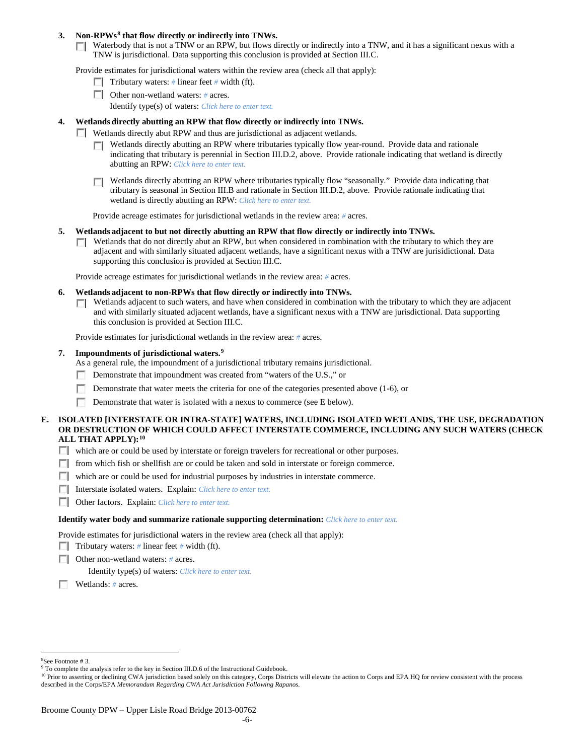3. **Non-RPWs[8] that flow directly or indirectly into TNWs.**
   - ☐ Waterbody that is not a TNW or an RPW, but flows directly or indirectly into a TNW, and it has a significant nexus with a TNW is jurisdictional. Data supporting this conclusion is provided at Section III.C.

   Provide estimates for jurisdictional waters within the review area (check all that apply):
   - ☐ Tributary waters: # linear feet # width (ft).
   - ☐ Other non-wetland waters: # acres.

     Identify type(s) of waters: *Click here to enter text.*

4. **Wetlands directly abutting an RPW that flow directly or indirectly into TNWs.**
   - ☐ Wetlands directly abut RPW and thus are jurisdictional as adjacent wetlands.
     - ☐ Wetlands directly abutting an RPW where tributaries typically flow year-round. Provide data and rationale indicating that tributary is perennial in Section III.D.2, above. Provide rationale indicating that wetland is directly abutting an RPW: *Click here to enter text.*
     - ☐ Wetlands directly abutting an RPW where tributaries typically flow "seasonally." Provide data indicating that tributary is seasonal in Section III.B and rationale in Section III.D.2, above. Provide rationale indicating that wetland is directly abutting an RPW: *Click here to enter text.*

     Provide acreage estimates for jurisdictional wetlands in the review area: # acres.

5. **Wetlands adjacent to but not directly abutting an RPW that flow directly or indirectly into TNWs.**
   - ☐ Wetlands that do not directly abut an RPW, but when considered in combination with the tributary to which they are adjacent and with similarly situated adjacent wetlands, have a significant nexus with a TNW are jurisdictional. Data supporting this conclusion is provided at Section III.C.

   Provide acreage estimates for jurisdictional wetlands in the review area: # acres.

6. **Wetlands adjacent to non-RPWs that flow directly or indirectly into TNWs.**
   - ☐ Wetlands adjacent to such waters, and have when considered in combination with the tributary to which they are adjacent and with similarly situated adjacent wetlands, have a significant nexus with a TNW are jurisdictional. Data supporting this conclusion is provided at Section III.C.

   Provide estimates for jurisdictional wetlands in the review area: # acres.

7. **Impoundments of jurisdictional waters.[9]**

   As a general rule, the impoundment of a jurisdictional tributary remains jurisdictional.
   - ☐ Demonstrate that impoundment was created from "waters of the U.S.," or
   - ☐ Demonstrate that water meets the criteria for one of the categories presented above (1-6), or
   - ☐ Demonstrate that water is isolated with a nexus to commerce (see E below).

**E. ISOLATED [INTERSTATE OR INTRA-STATE] WATERS, INCLUDING ISOLATED WETLANDS, THE USE, DEGRADATION OR DESTRUCTION OF WHICH COULD AFFECT INTERSTATE COMMERCE, INCLUDING ANY SUCH WATERS (CHECK ALL THAT APPLY):[10]**

- ☐ which are or could be used by interstate or foreign travelers for recreational or other purposes.
- ☐ from which fish or shellfish are or could be taken and sold in interstate or foreign commerce.
- ☐ which are or could be used for industrial purposes by industries in interstate commerce.
- ☐ Interstate isolated waters. Explain: *Click here to enter text.*
- ☐ Other factors. Explain: *Click here to enter text.*

**Identify water body and summarize rationale supporting determination:** *Click here to enter text.*

Provide estimates for jurisdictional waters in the review area (check all that apply):
- ☐ Tributary waters: # linear feet # width (ft).
- ☐ Other non-wetland waters: # acres.

  Identify type(s) of waters: *Click here to enter text.*
- ☐ Wetlands: # acres.

---

[8] See Footnote # 3.

[9] To complete the analysis refer to the key in Section III.D.6 of the Instructional Guidebook.

[10] Prior to asserting or declining CWA jurisdiction based solely on this category, Corps Districts will elevate the action to Corps and EPA HQ for review consistent with the process described in the Corps/EPA *Memorandum Regarding CWA Act Jurisdiction Following Rapanos.*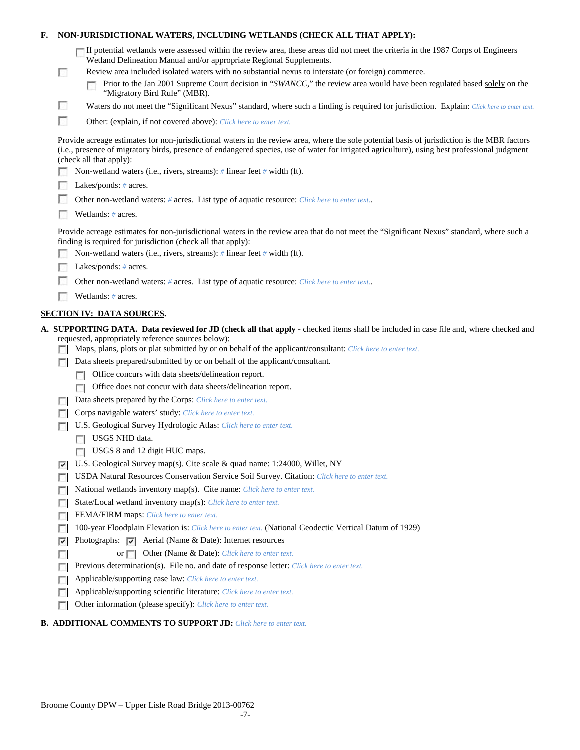**F. NON-JURISDICTIONAL WATERS, INCLUDING WETLANDS (CHECK ALL THAT APPLY):**

- [ ] If potential wetlands were assessed within the review area, these areas did not meet the criteria in the 1987 Corps of Engineers Wetland Delineation Manual and/or appropriate Regional Supplements.
- [ ] Review area included isolated waters with no substantial nexus to interstate (or foreign) commerce.
  - [ ] Prior to the Jan 2001 Supreme Court decision in "*SWANCC*," the review area would have been regulated based solely on the "Migratory Bird Rule" (MBR).
- [ ] Waters do not meet the "Significant Nexus" standard, where such a finding is required for jurisdiction. Explain: *Click here to enter text.*
- [ ] Other: (explain, if not covered above): *Click here to enter text.*

Provide acreage estimates for non-jurisdictional waters in the review area, where the sole potential basis of jurisdiction is the MBR factors (i.e., presence of migratory birds, presence of endangered species, use of water for irrigated agriculture), using best professional judgment (check all that apply):

- [ ] Non-wetland waters (i.e., rivers, streams): *#* linear feet *#* width (ft).
- [ ] Lakes/ponds: *#* acres.
- [ ] Other non-wetland waters: *#* acres. List type of aquatic resource: *Click here to enter text.*.
- [ ] Wetlands: *#* acres.

Provide acreage estimates for non-jurisdictional waters in the review area that do not meet the "Significant Nexus" standard, where such a finding is required for jurisdiction (check all that apply):

- [ ] Non-wetland waters (i.e., rivers, streams): *#* linear feet *#* width (ft).
- [ ] Lakes/ponds: *#* acres.
- [ ] Other non-wetland waters: *#* acres. List type of aquatic resource: *Click here to enter text.*.
- [ ] Wetlands: *#* acres.

## SECTION IV: DATA SOURCES.

**A. SUPPORTING DATA. Data reviewed for JD (check all that apply** - checked items shall be included in case file and, where checked and requested, appropriately reference sources below):

- [ ] Maps, plans, plots or plat submitted by or on behalf of the applicant/consultant: *Click here to enter text.*
- [ ] Data sheets prepared/submitted by or on behalf of the applicant/consultant.
  - [ ] Office concurs with data sheets/delineation report.
  - [ ] Office does not concur with data sheets/delineation report.
- [ ] Data sheets prepared by the Corps: *Click here to enter text.*
- [ ] Corps navigable waters' study: *Click here to enter text.*
- [ ] U.S. Geological Survey Hydrologic Atlas: *Click here to enter text.*
  - [ ] USGS NHD data.
  - [ ] USGS 8 and 12 digit HUC maps.
- [x] U.S. Geological Survey map(s). Cite scale & quad name: 1:24000, Willet, NY
- [ ] USDA Natural Resources Conservation Service Soil Survey. Citation: *Click here to enter text.*
- [ ] National wetlands inventory map(s). Cite name: *Click here to enter text.*
- [ ] State/Local wetland inventory map(s): *Click here to enter text.*
- [ ] FEMA/FIRM maps: *Click here to enter text.*
- [ ] 100-year Floodplain Elevation is: *Click here to enter text.* (National Geodectic Vertical Datum of 1929)
- [x] Photographs: [x] Aerial (Name & Date): Internet resources
- [ ] or [ ] Other (Name & Date): *Click here to enter text.*
- [ ] Previous determination(s). File no. and date of response letter: *Click here to enter text.*
- [ ] Applicable/supporting case law: *Click here to enter text.*
- [ ] Applicable/supporting scientific literature: *Click here to enter text.*
- [ ] Other information (please specify): *Click here to enter text.*

**B. ADDITIONAL COMMENTS TO SUPPORT JD:** *Click here to enter text.*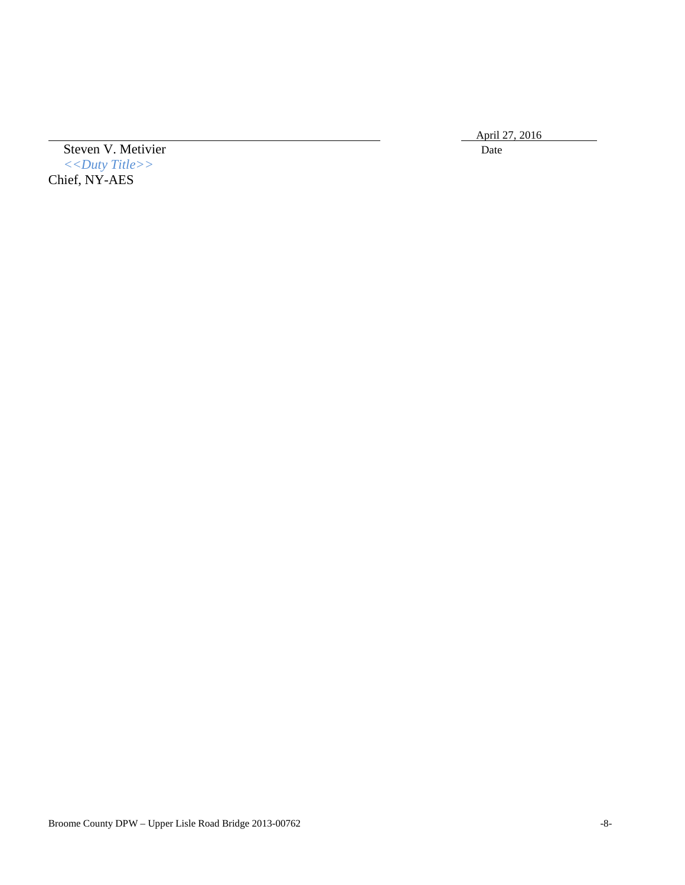\_\_\_\_\_\_\_\_\_\_\_\_\_\_\_\_\_\_\_\_\_\_\_\_\_\_\_\_\_\_\_\_\_\_\_\_\_\_\_\_ April 27, 2016

Steven V. Metivier Date

*<<Duty Title>>*

Chief, NY-AES